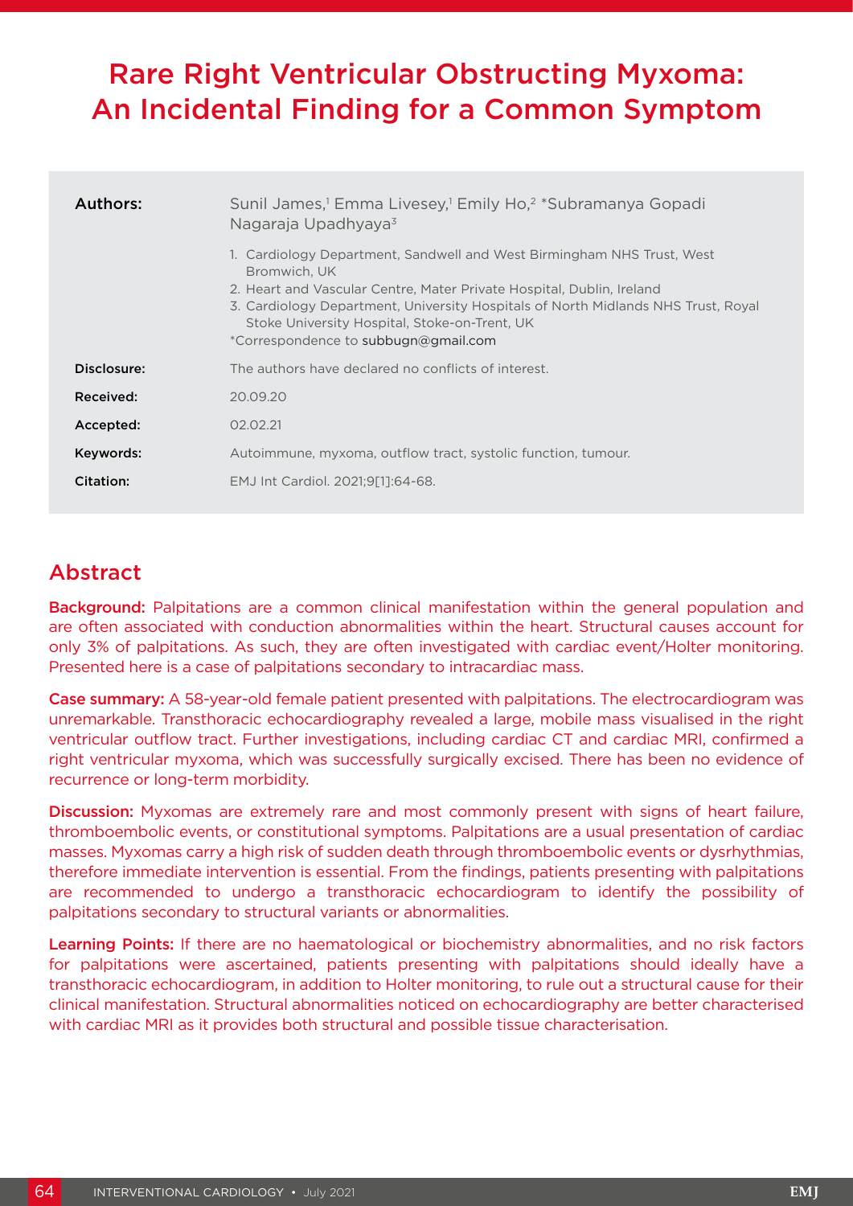# Rare Right Ventricular Obstructing Myxoma: An Incidental Finding for a Common Symptom

| | |
|---|---|
| **Authors:** | Sunil James,[1] Emma Livesey,[1] Emily Ho,[2] *Subramanya Gopadi Nagaraja Upadhyaya[3]<br><br>1. Cardiology Department, Sandwell and West Birmingham NHS Trust, West Bromwich, UK<br>2. Heart and Vascular Centre, Mater Private Hospital, Dublin, Ireland<br>3. Cardiology Department, University Hospitals of North Midlands NHS Trust, Royal Stoke University Hospital, Stoke-on-Trent, UK<br>*Correspondence to subbugn@gmail.com |
| **Disclosure:** | The authors have declared no conflicts of interest. |
| **Received:** | 20.09.20 |
| **Accepted:** | 02.02.21 |
| **Keywords:** | Autoimmune, myxoma, outflow tract, systolic function, tumour. |
| **Citation:** | EMJ Int Cardiol. 2021;9[1]:64-68. |

## Abstract

**Background:** Palpitations are a common clinical manifestation within the general population and are often associated with conduction abnormalities within the heart. Structural causes account for only 3% of palpitations. As such, they are often investigated with cardiac event/Holter monitoring. Presented here is a case of palpitations secondary to intracardiac mass.

**Case summary:** A 58-year-old female patient presented with palpitations. The electrocardiogram was unremarkable. Transthoracic echocardiography revealed a large, mobile mass visualised in the right ventricular outflow tract. Further investigations, including cardiac CT and cardiac MRI, confirmed a right ventricular myxoma, which was successfully surgically excised. There has been no evidence of recurrence or long-term morbidity.

**Discussion:** Myxomas are extremely rare and most commonly present with signs of heart failure, thromboembolic events, or constitutional symptoms. Palpitations are a usual presentation of cardiac masses. Myxomas carry a high risk of sudden death through thromboembolic events or dysrhythmias, therefore immediate intervention is essential. From the findings, patients presenting with palpitations are recommended to undergo a transthoracic echocardiogram to identify the possibility of palpitations secondary to structural variants or abnormalities.

**Learning Points:** If there are no haematological or biochemistry abnormalities, and no risk factors for palpitations were ascertained, patients presenting with palpitations should ideally have a transthoracic echocardiogram, in addition to Holter monitoring, to rule out a structural cause for their clinical manifestation. Structural abnormalities noticed on echocardiography are better characterised with cardiac MRI as it provides both structural and possible tissue characterisation.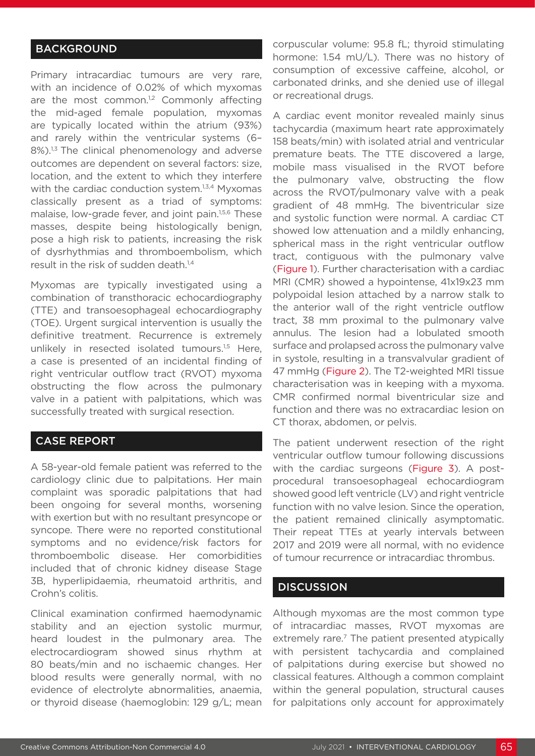## BACKGROUND

Primary intracardiac tumours are very rare, with an incidence of 0.02% of which myxomas are the most common.[1,2] Commonly affecting the mid-aged female population, myxomas are typically located within the atrium (93%) and rarely within the ventricular systems (6–8%).[1,3] The clinical phenomenology and adverse outcomes are dependent on several factors: size, location, and the extent to which they interfere with the cardiac conduction system.[1,3,4] Myxomas classically present as a triad of symptoms: malaise, low-grade fever, and joint pain.[1,5,6] These masses, despite being histologically benign, pose a high risk to patients, increasing the risk of dysrhythmias and thromboembolism, which result in the risk of sudden death.[1,4]

Myxomas are typically investigated using a combination of transthoracic echocardiography (TTE) and transoesophageal echocardiography (TOE). Urgent surgical intervention is usually the definitive treatment. Recurrence is extremely unlikely in resected isolated tumours.[1,5] Here, a case is presented of an incidental finding of right ventricular outflow tract (RVOT) myxoma obstructing the flow across the pulmonary valve in a patient with palpitations, which was successfully treated with surgical resection.

## CASE REPORT

A 58-year-old female patient was referred to the cardiology clinic due to palpitations. Her main complaint was sporadic palpitations that had been ongoing for several months, worsening with exertion but with no resultant presyncope or syncope. There were no reported constitutional symptoms and no evidence/risk factors for thromboembolic disease. Her comorbidities included that of chronic kidney disease Stage 3B, hyperlipidaemia, rheumatoid arthritis, and Crohn's colitis.

Clinical examination confirmed haemodynamic stability and an ejection systolic murmur, heard loudest in the pulmonary area. The electrocardiogram showed sinus rhythm at 80 beats/min and no ischaemic changes. Her blood results were generally normal, with no evidence of electrolyte abnormalities, anaemia, or thyroid disease (haemoglobin: 129 g/L; mean corpuscular volume: 95.8 fL; thyroid stimulating hormone: 1.54 mU/L). There was no history of consumption of excessive caffeine, alcohol, or carbonated drinks, and she denied use of illegal or recreational drugs.

A cardiac event monitor revealed mainly sinus tachycardia (maximum heart rate approximately 158 beats/min) with isolated atrial and ventricular premature beats. The TTE discovered a large, mobile mass visualised in the RVOT before the pulmonary valve, obstructing the flow across the RVOT/pulmonary valve with a peak gradient of 48 mmHg. The biventricular size and systolic function were normal. A cardiac CT showed low attenuation and a mildly enhancing, spherical mass in the right ventricular outflow tract, contiguous with the pulmonary valve (Figure 1). Further characterisation with a cardiac MRI (CMR) showed a hypointense, 41x19x23 mm polypoidal lesion attached by a narrow stalk to the anterior wall of the right ventricle outflow tract, 38 mm proximal to the pulmonary valve annulus. The lesion had a lobulated smooth surface and prolapsed across the pulmonary valve in systole, resulting in a transvalvular gradient of 47 mmHg (Figure 2). The T2-weighted MRI tissue characterisation was in keeping with a myxoma. CMR confirmed normal biventricular size and function and there was no extracardiac lesion on CT thorax, abdomen, or pelvis.

The patient underwent resection of the right ventricular outflow tumour following discussions with the cardiac surgeons (Figure 3). A post-procedural transoesophageal echocardiogram showed good left ventricle (LV) and right ventricle function with no valve lesion. Since the operation, the patient remained clinically asymptomatic. Their repeat TTEs at yearly intervals between 2017 and 2019 were all normal, with no evidence of tumour recurrence or intracardiac thrombus.

## DISCUSSION

Although myxomas are the most common type of intracardiac masses, RVOT myxomas are extremely rare.[7] The patient presented atypically with persistent tachycardia and complained of palpitations during exercise but showed no classical features. Although a common complaint within the general population, structural causes for palpitations only account for approximately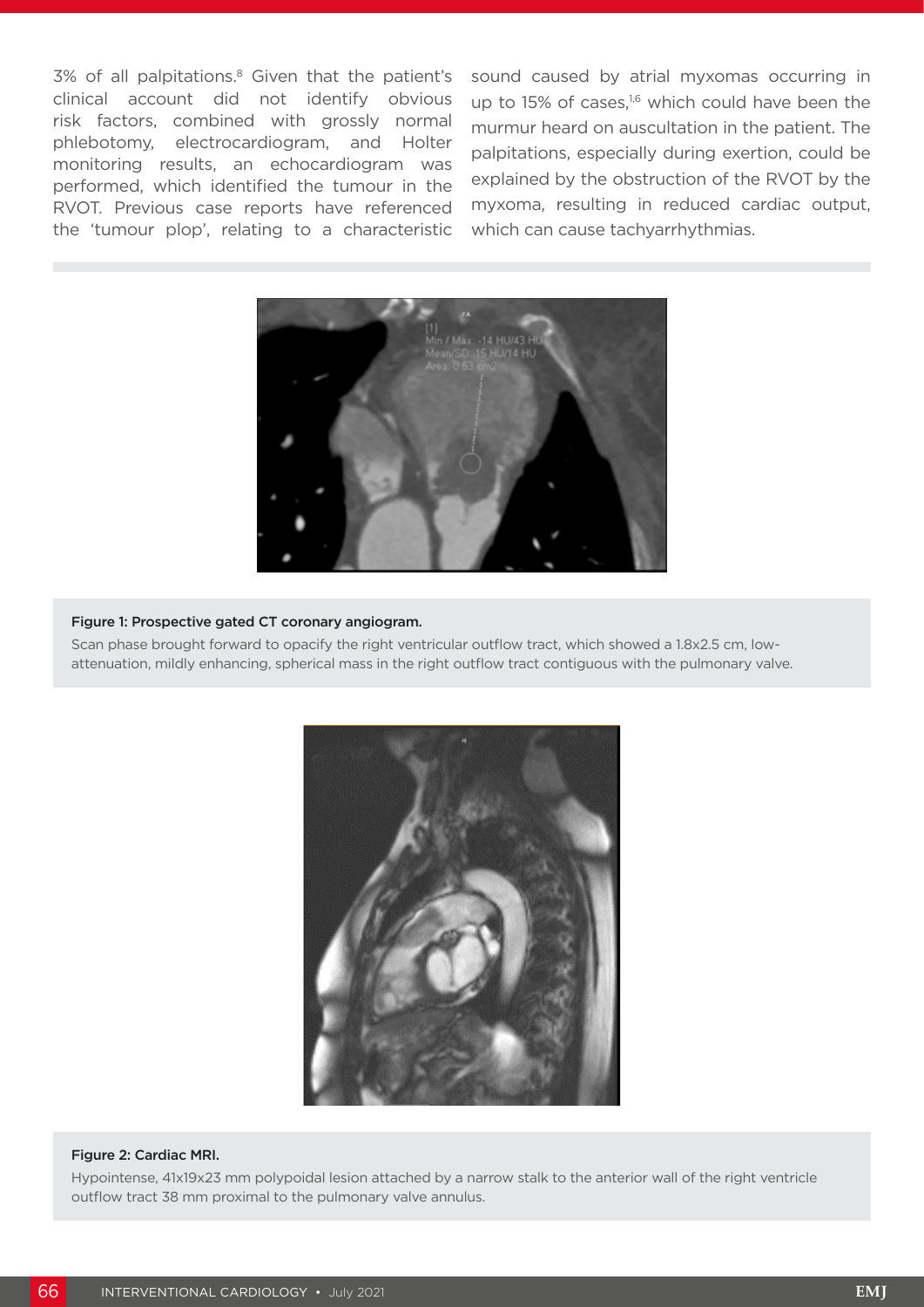3% of all palpitations.[8] Given that the patient's clinical account did not identify obvious risk factors, combined with grossly normal phlebotomy, electrocardiogram, and Holter monitoring results, an echocardiogram was performed, which identified the tumour in the RVOT. Previous case reports have referenced the 'tumour plop', relating to a characteristic sound caused by atrial myxomas occurring in up to 15% of cases,[1,6] which could have been the murmur heard on auscultation in the patient. The palpitations, especially during exertion, could be explained by the obstruction of the RVOT by the myxoma, resulting in reduced cardiac output, which can cause tachyarrhythmias.

**Figure 1: Prospective gated CT coronary angiogram.**

Scan phase brought forward to opacify the right ventricular outflow tract, which showed a 1.8x2.5 cm, low-attenuation, mildly enhancing, spherical mass in the right outflow tract contiguous with the pulmonary valve.

**Figure 2: Cardiac MRI.**

Hypointense, 41x19x23 mm polypoidal lesion attached by a narrow stalk to the anterior wall of the right ventricle outflow tract 38 mm proximal to the pulmonary valve annulus.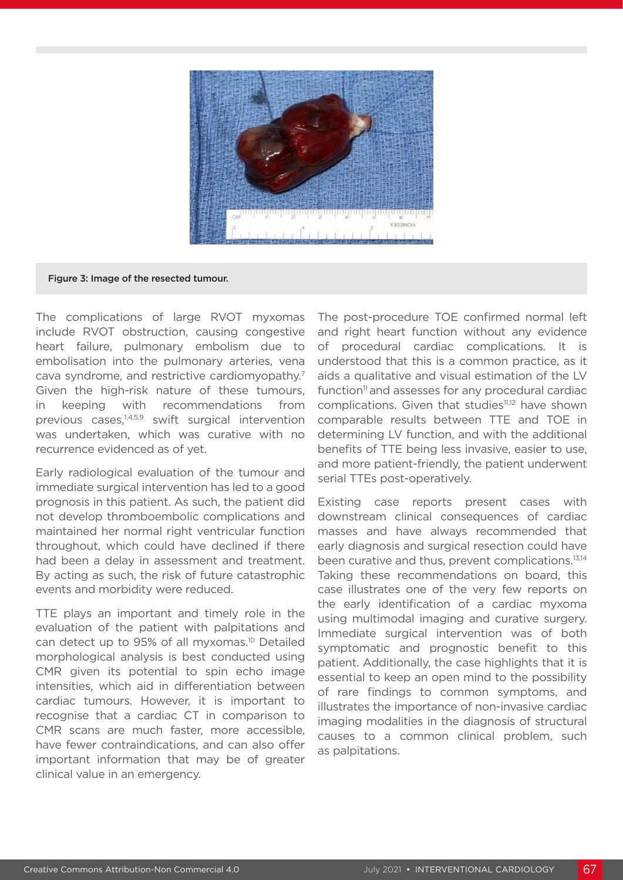Figure 3: Image of the resected tumour.

The complications of large RVOT myxomas include RVOT obstruction, causing congestive heart failure, pulmonary embolism due to embolisation into the pulmonary arteries, vena cava syndrome, and restrictive cardiomyopathy.[7] Given the high-risk nature of these tumours, in keeping with recommendations from previous cases,[1,4,5,9] swift surgical intervention was undertaken, which was curative with no recurrence evidenced as of yet.

Early radiological evaluation of the tumour and immediate surgical intervention has led to a good prognosis in this patient. As such, the patient did not develop thromboembolic complications and maintained her normal right ventricular function throughout, which could have declined if there had been a delay in assessment and treatment. By acting as such, the risk of future catastrophic events and morbidity were reduced.

TTE plays an important and timely role in the evaluation of the patient with palpitations and can detect up to 95% of all myxomas.[10] Detailed morphological analysis is best conducted using CMR given its potential to spin echo image intensities, which aid in differentiation between cardiac tumours. However, it is important to recognise that a cardiac CT in comparison to CMR scans are much faster, more accessible, have fewer contraindications, and can also offer important information that may be of greater clinical value in an emergency.

The post-procedure TOE confirmed normal left and right heart function without any evidence of procedural cardiac complications. It is understood that this is a common practice, as it aids a qualitative and visual estimation of the LV function[11] and assesses for any procedural cardiac complications. Given that studies[11,12] have shown comparable results between TTE and TOE in determining LV function, and with the additional benefits of TTE being less invasive, easier to use, and more patient-friendly, the patient underwent serial TTEs post-operatively.

Existing case reports present cases with downstream clinical consequences of cardiac masses and have always recommended that early diagnosis and surgical resection could have been curative and thus, prevent complications.[13,14] Taking these recommendations on board, this case illustrates one of the very few reports on the early identification of a cardiac myxoma using multimodal imaging and curative surgery. Immediate surgical intervention was of both symptomatic and prognostic benefit to this patient. Additionally, the case highlights that it is essential to keep an open mind to the possibility of rare findings to common symptoms, and illustrates the importance of non-invasive cardiac imaging modalities in the diagnosis of structural causes to a common clinical problem, such as palpitations.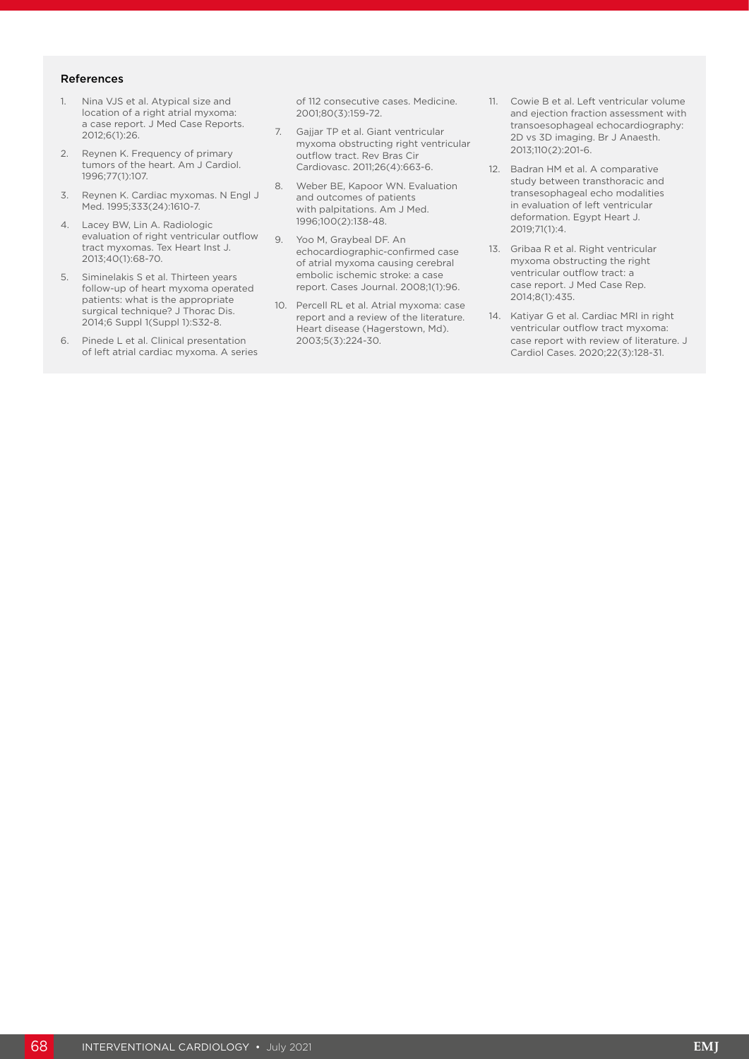### References

1. Nina VJS et al. Atypical size and location of a right atrial myxoma: a case report. J Med Case Reports. 2012;6(1):26.
2. Reynen K. Frequency of primary tumors of the heart. Am J Cardiol. 1996;77(1):107.
3. Reynen K. Cardiac myxomas. N Engl J Med. 1995;333(24):1610-7.
4. Lacey BW, Lin A. Radiologic evaluation of right ventricular outflow tract myxomas. Tex Heart Inst J. 2013;40(1):68-70.
5. Siminelakis S et al. Thirteen years follow-up of heart myxoma operated patients: what is the appropriate surgical technique? J Thorac Dis. 2014;6 Suppl 1(Suppl 1):S32-8.
6. Pinede L et al. Clinical presentation of left atrial cardiac myxoma. A series of 112 consecutive cases. Medicine. 2001;80(3):159-72.
7. Gajjar TP et al. Giant ventricular myxoma obstructing right ventricular outflow tract. Rev Bras Cir Cardiovasc. 2011;26(4):663-6.
8. Weber BE, Kapoor WN. Evaluation and outcomes of patients with palpitations. Am J Med. 1996;100(2):138-48.
9. Yoo M, Graybeal DF. An echocardiographic-confirmed case of atrial myxoma causing cerebral embolic ischemic stroke: a case report. Cases Journal. 2008;1(1):96.
10. Percell RL et al. Atrial myxoma: case report and a review of the literature. Heart disease (Hagerstown, Md). 2003;5(3):224-30.
11. Cowie B et al. Left ventricular volume and ejection fraction assessment with transoesophageal echocardiography: 2D vs 3D imaging. Br J Anaesth. 2013;110(2):201-6.
12. Badran HM et al. A comparative study between transthoracic and transesophageal echo modalities in evaluation of left ventricular deformation. Egypt Heart J. 2019;71(1):4.
13. Gribaa R et al. Right ventricular myxoma obstructing the right ventricular outflow tract: a case report. J Med Case Rep. 2014;8(1):435.
14. Katiyar G et al. Cardiac MRI in right ventricular outflow tract myxoma: case report with review of literature. J Cardiol Cases. 2020;22(3):128-31.